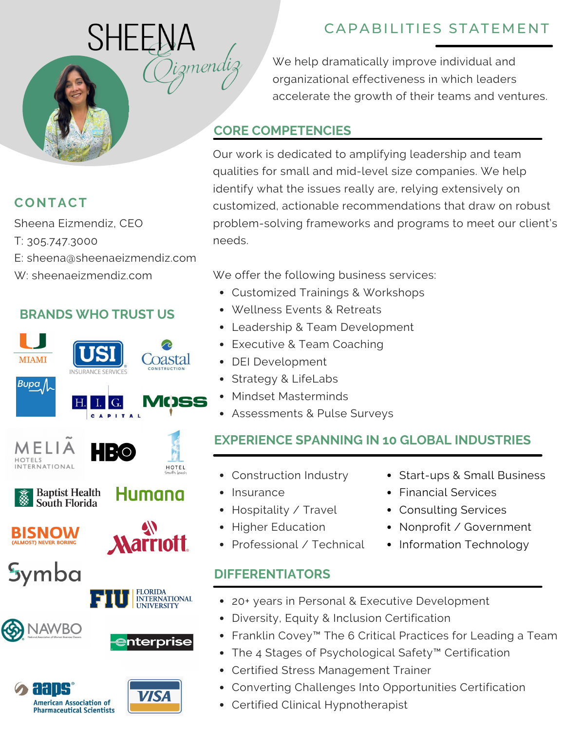# SHEENA *Eizmendiz*

## CAPABILITIES STATEMENT

We help dramatically improve individual and organizational effectiveness in which leaders accelerate the growth of their teams and ventures.

## CONTACT

Sheena Eizmendiz, CEO
T: 305.747.3000
E: sheena@sheenaeizmendiz.com
W: sheenaeizmendiz.com

## BRANDS WHO TRUST US

Miami, USI Insurance Services, Coastal Construction, Bupa, H.I.G. Capital, Moss, Meliá Hotels International, HBO, 1 Hotel South Beach, Baptist Health South Florida, Humana, Bisnow (Almost) Never Boring, Marriott, Symba, FIU Florida International University, NAWBO National Association of Women Business Owners, Enterprise, aaps American Association of Pharmaceutical Scientists, VISA

## CORE COMPETENCIES

Our work is dedicated to amplifying leadership and team qualities for small and mid-level size companies. We help identify what the issues really are, relying extensively on customized, actionable recommendations that draw on robust problem-solving frameworks and programs to meet our client's needs.

We offer the following business services:

- Customized Trainings & Workshops
- Wellness Events & Retreats
- Leadership & Team Development
- Executive & Team Coaching
- DEI Development
- Strategy & LifeLabs
- Mindset Masterminds
- Assessments & Pulse Surveys

## EXPERIENCE SPANNING IN 10 GLOBAL INDUSTRIES

- Construction Industry
- Insurance
- Hospitality / Travel
- Higher Education
- Professional / Technical
- Start-ups & Small Business
- Financial Services
- Consulting Services
- Nonprofit / Government
- Information Technology

## DIFFERENTIATORS

- 20+ years in Personal & Executive Development
- Diversity, Equity & Inclusion Certification
- Franklin Covey™ The 6 Critical Practices for Leading a Team
- The 4 Stages of Psychological Safety™ Certification
- Certified Stress Management Trainer
- Converting Challenges Into Opportunities Certification
- Certified Clinical Hypnotherapist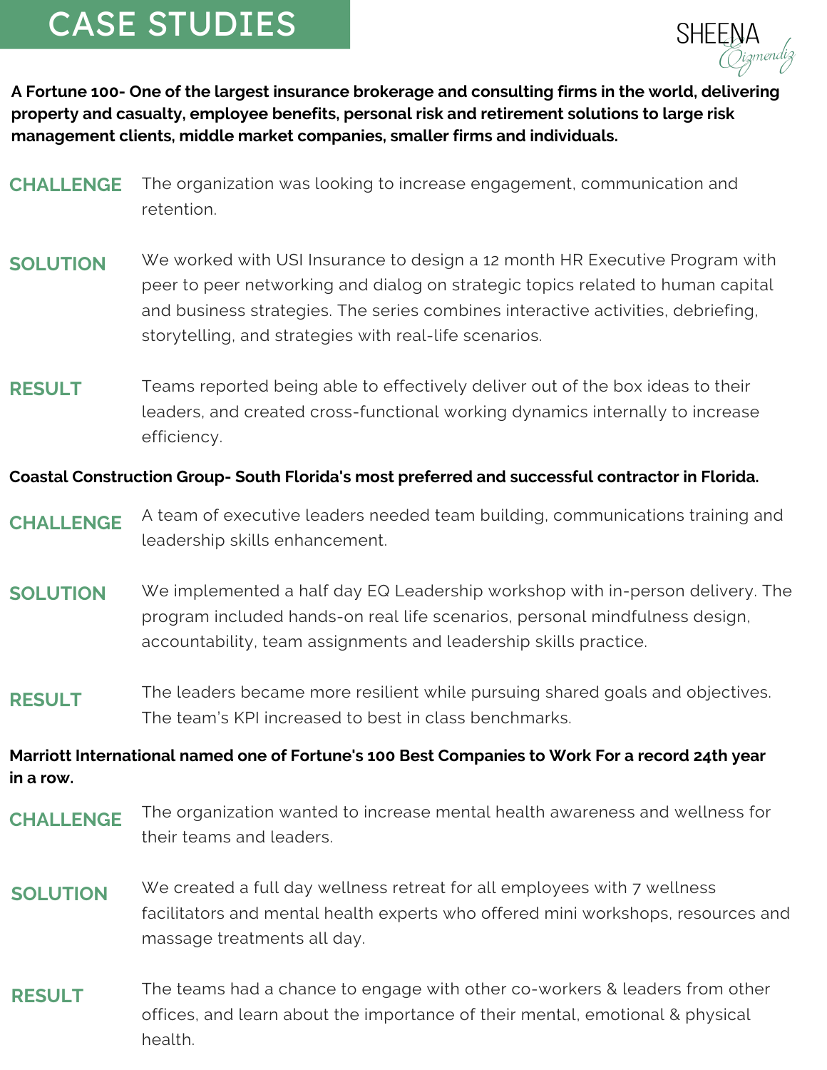# CASE STUDIES

SHEENA Oizmendiz

**A Fortune 100- One of the largest insurance brokerage and consulting firms in the world, delivering property and casualty, employee benefits, personal risk and retirement solutions to large risk management clients, middle market companies, smaller firms and individuals.**

**CHALLENGE** The organization was looking to increase engagement, communication and retention.

**SOLUTION** We worked with USI Insurance to design a 12 month HR Executive Program with peer to peer networking and dialog on strategic topics related to human capital and business strategies. The series combines interactive activities, debriefing, storytelling, and strategies with real-life scenarios.

**RESULT** Teams reported being able to effectively deliver out of the box ideas to their leaders, and created cross-functional working dynamics internally to increase efficiency.

**Coastal Construction Group- South Florida's most preferred and successful contractor in Florida.**

**CHALLENGE** A team of executive leaders needed team building, communications training and leadership skills enhancement.

**SOLUTION** We implemented a half day EQ Leadership workshop with in-person delivery. The program included hands-on real life scenarios, personal mindfulness design, accountability, team assignments and leadership skills practice.

**RESULT** The leaders became more resilient while pursuing shared goals and objectives. The team's KPI increased to best in class benchmarks.

**Marriott International named one of Fortune's 100 Best Companies to Work For a record 24th year in a row.**

**CHALLENGE** The organization wanted to increase mental health awareness and wellness for their teams and leaders.

**SOLUTION** We created a full day wellness retreat for all employees with 7 wellness facilitators and mental health experts who offered mini workshops, resources and massage treatments all day.

**RESULT** The teams had a chance to engage with other co-workers & leaders from other offices, and learn about the importance of their mental, emotional & physical health.